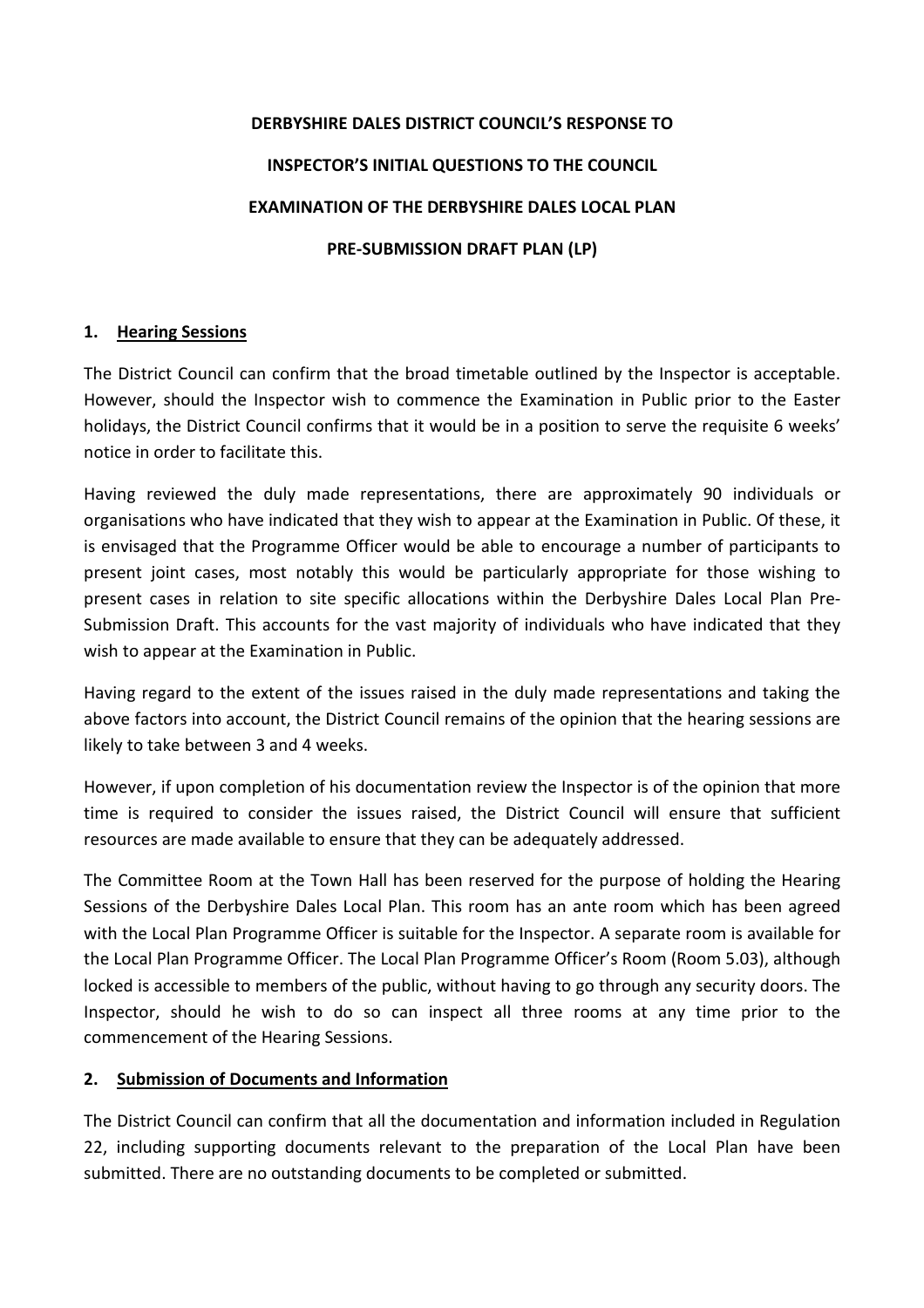**DERBYSHIRE DALES DISTRICT COUNCIL'S RESPONSE TO**

**INSPECTOR'S INITIAL QUESTIONS TO THE COUNCIL**

**EXAMINATION OF THE DERBYSHIRE DALES LOCAL PLAN**

**PRE-SUBMISSION DRAFT PLAN (LP)**

## 1. Hearing Sessions

The District Council can confirm that the broad timetable outlined by the Inspector is acceptable. However, should the Inspector wish to commence the Examination in Public prior to the Easter holidays, the District Council confirms that it would be in a position to serve the requisite 6 weeks' notice in order to facilitate this.

Having reviewed the duly made representations, there are approximately 90 individuals or organisations who have indicated that they wish to appear at the Examination in Public. Of these, it is envisaged that the Programme Officer would be able to encourage a number of participants to present joint cases, most notably this would be particularly appropriate for those wishing to present cases in relation to site specific allocations within the Derbyshire Dales Local Plan Pre-Submission Draft. This accounts for the vast majority of individuals who have indicated that they wish to appear at the Examination in Public.

Having regard to the extent of the issues raised in the duly made representations and taking the above factors into account, the District Council remains of the opinion that the hearing sessions are likely to take between 3 and 4 weeks.

However, if upon completion of his documentation review the Inspector is of the opinion that more time is required to consider the issues raised, the District Council will ensure that sufficient resources are made available to ensure that they can be adequately addressed.

The Committee Room at the Town Hall has been reserved for the purpose of holding the Hearing Sessions of the Derbyshire Dales Local Plan. This room has an ante room which has been agreed with the Local Plan Programme Officer is suitable for the Inspector. A separate room is available for the Local Plan Programme Officer. The Local Plan Programme Officer's Room (Room 5.03), although locked is accessible to members of the public, without having to go through any security doors. The Inspector, should he wish to do so can inspect all three rooms at any time prior to the commencement of the Hearing Sessions.

## 2. Submission of Documents and Information

The District Council can confirm that all the documentation and information included in Regulation 22, including supporting documents relevant to the preparation of the Local Plan have been submitted. There are no outstanding documents to be completed or submitted.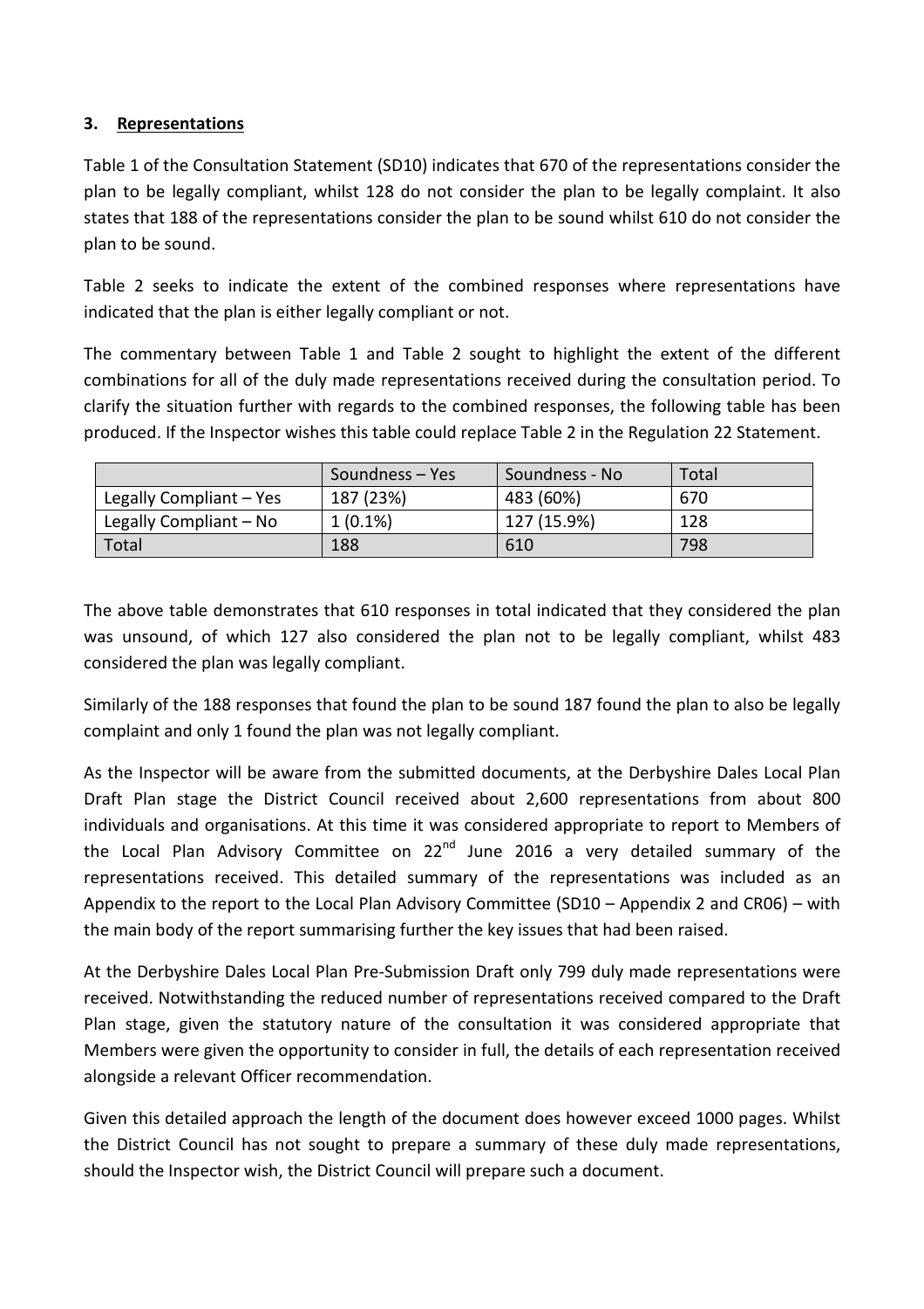### 3. Representations

Table 1 of the Consultation Statement (SD10) indicates that 670 of the representations consider the plan to be legally compliant, whilst 128 do not consider the plan to be legally complaint. It also states that 188 of the representations consider the plan to be sound whilst 610 do not consider the plan to be sound.

Table 2 seeks to indicate the extent of the combined responses where representations have indicated that the plan is either legally compliant or not.

The commentary between Table 1 and Table 2 sought to highlight the extent of the different combinations for all of the duly made representations received during the consultation period. To clarify the situation further with regards to the combined responses, the following table has been produced. If the Inspector wishes this table could replace Table 2 in the Regulation 22 Statement.

| | Soundness – Yes | Soundness - No | Total |
|---|---|---|---|
| Legally Compliant – Yes | 187 (23%) | 483 (60%) | 670 |
| Legally Compliant – No | 1 (0.1%) | 127 (15.9%) | 128 |
| Total | 188 | 610 | 798 |

The above table demonstrates that 610 responses in total indicated that they considered the plan was unsound, of which 127 also considered the plan not to be legally compliant, whilst 483 considered the plan was legally compliant.

Similarly of the 188 responses that found the plan to be sound 187 found the plan to also be legally complaint and only 1 found the plan was not legally compliant.

As the Inspector will be aware from the submitted documents, at the Derbyshire Dales Local Plan Draft Plan stage the District Council received about 2,600 representations from about 800 individuals and organisations. At this time it was considered appropriate to report to Members of the Local Plan Advisory Committee on 22nd June 2016 a very detailed summary of the representations received. This detailed summary of the representations was included as an Appendix to the report to the Local Plan Advisory Committee (SD10 – Appendix 2 and CR06) – with the main body of the report summarising further the key issues that had been raised.

At the Derbyshire Dales Local Plan Pre-Submission Draft only 799 duly made representations were received. Notwithstanding the reduced number of representations received compared to the Draft Plan stage, given the statutory nature of the consultation it was considered appropriate that Members were given the opportunity to consider in full, the details of each representation received alongside a relevant Officer recommendation.

Given this detailed approach the length of the document does however exceed 1000 pages. Whilst the District Council has not sought to prepare a summary of these duly made representations, should the Inspector wish, the District Council will prepare such a document.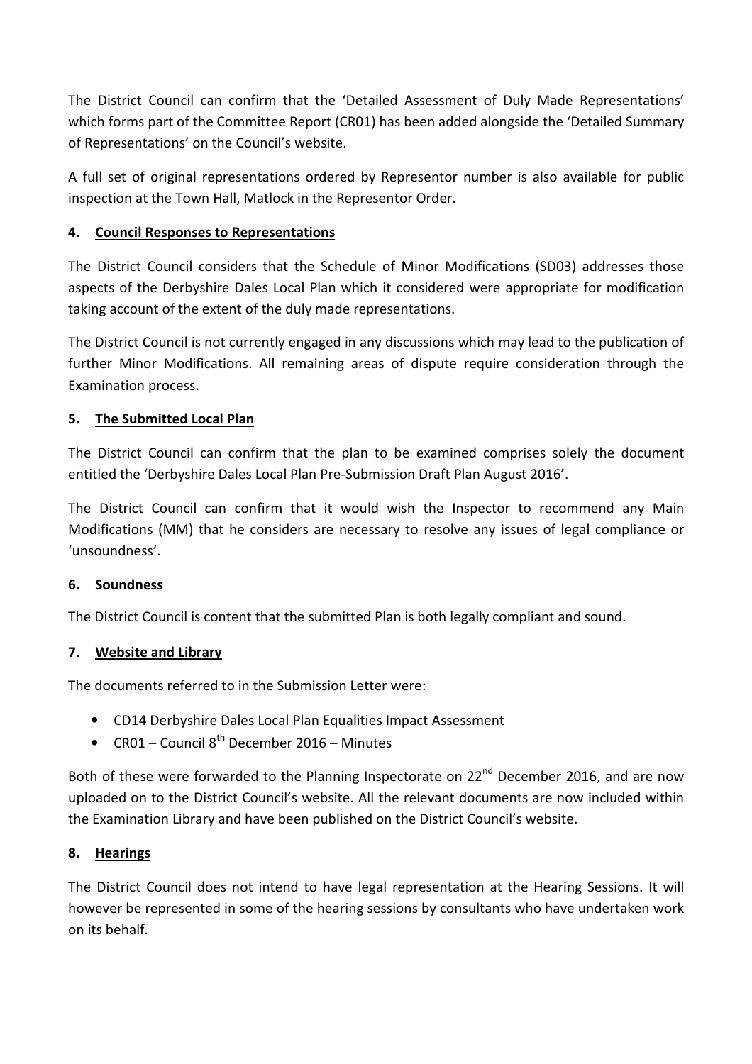The District Council can confirm that the 'Detailed Assessment of Duly Made Representations' which forms part of the Committee Report (CR01) has been added alongside the 'Detailed Summary of Representations' on the Council's website.

A full set of original representations ordered by Representor number is also available for public inspection at the Town Hall, Matlock in the Representor Order.

## 4. Council Responses to Representations

The District Council considers that the Schedule of Minor Modifications (SD03) addresses those aspects of the Derbyshire Dales Local Plan which it considered were appropriate for modification taking account of the extent of the duly made representations.

The District Council is not currently engaged in any discussions which may lead to the publication of further Minor Modifications. All remaining areas of dispute require consideration through the Examination process.

## 5. The Submitted Local Plan

The District Council can confirm that the plan to be examined comprises solely the document entitled the 'Derbyshire Dales Local Plan Pre-Submission Draft Plan August 2016'.

The District Council can confirm that it would wish the Inspector to recommend any Main Modifications (MM) that he considers are necessary to resolve any issues of legal compliance or 'unsoundness'.

## 6. Soundness

The District Council is content that the submitted Plan is both legally compliant and sound.

## 7. Website and Library

The documents referred to in the Submission Letter were:

- CD14 Derbyshire Dales Local Plan Equalities Impact Assessment
- CR01 – Council 8th December 2016 – Minutes

Both of these were forwarded to the Planning Inspectorate on 22nd December 2016, and are now uploaded on to the District Council's website. All the relevant documents are now included within the Examination Library and have been published on the District Council's website.

## 8. Hearings

The District Council does not intend to have legal representation at the Hearing Sessions. It will however be represented in some of the hearing sessions by consultants who have undertaken work on its behalf.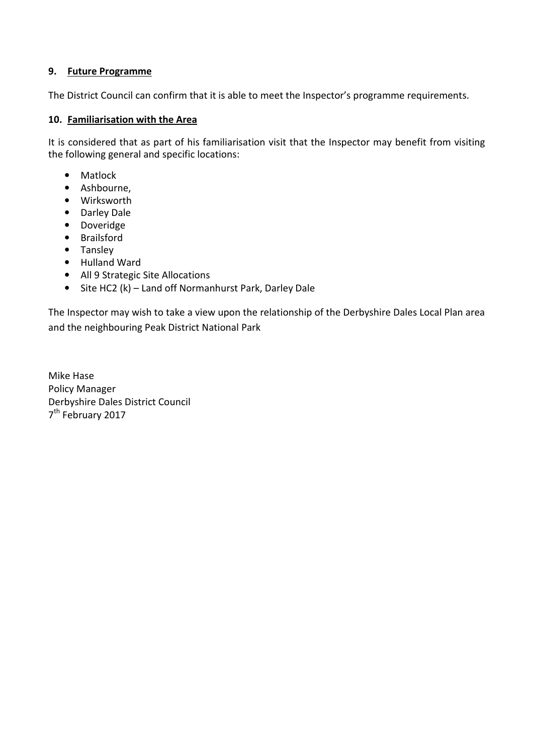### 9. Future Programme

The District Council can confirm that it is able to meet the Inspector's programme requirements.

### 10. Familiarisation with the Area

It is considered that as part of his familiarisation visit that the Inspector may benefit from visiting the following general and specific locations:

- Matlock
- Ashbourne,
- Wirksworth
- Darley Dale
- Doveridge
- Brailsford
- Tansley
- Hulland Ward
- All 9 Strategic Site Allocations
- Site HC2 (k) – Land off Normanhurst Park, Darley Dale

The Inspector may wish to take a view upon the relationship of the Derbyshire Dales Local Plan area and the neighbouring Peak District National Park

Mike Hase
Policy Manager
Derbyshire Dales District Council
7th February 2017